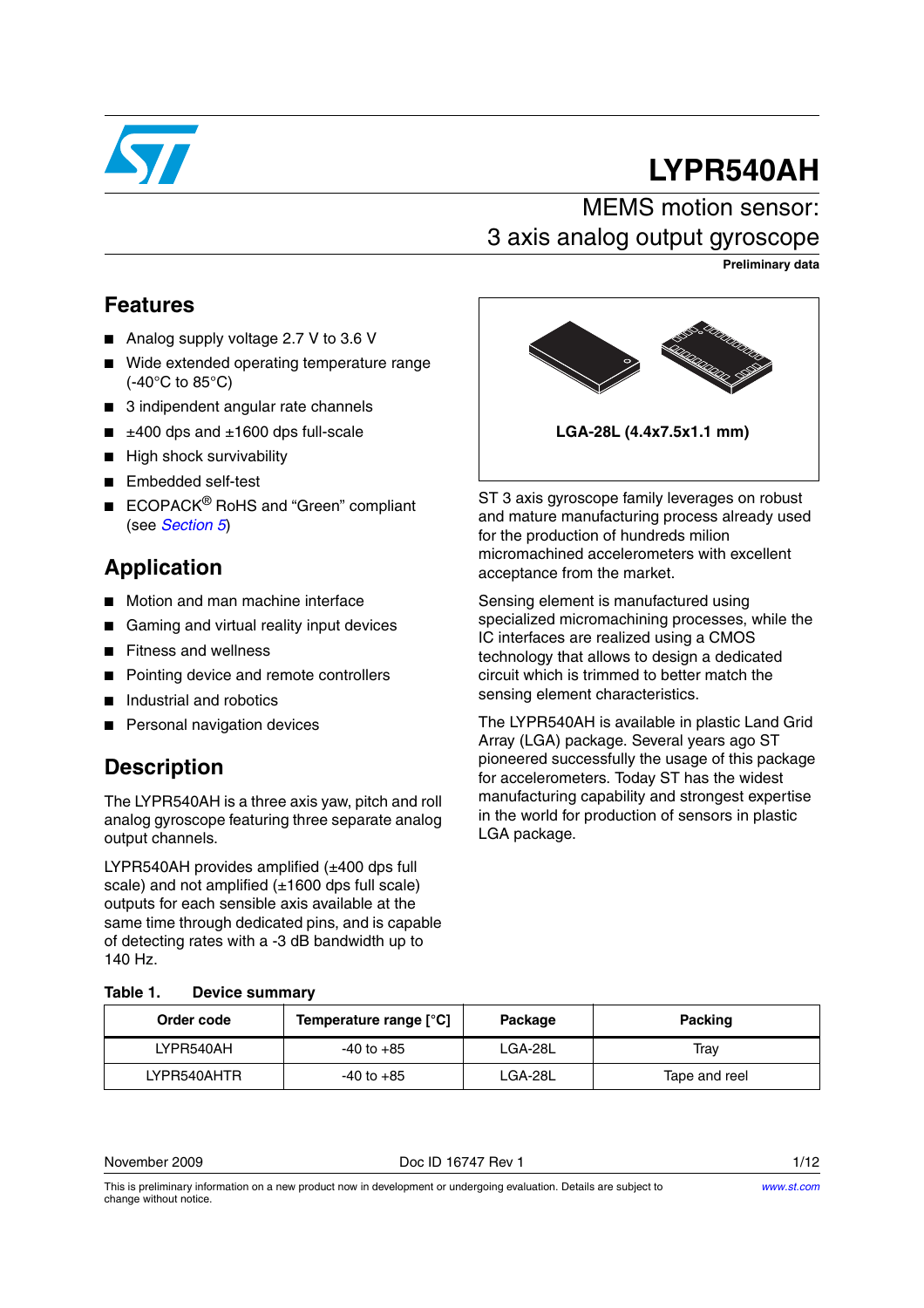# LYPR540AH

## MEMS motion sensor: 3 axis analog output gyroscope

**Preliminary data**

## Features

- Analog supply voltage 2.7 V to 3.6 V
- Wide extended operating temperature range (-40°C to 85°C)
- 3 indipendent angular rate channels
- ±400 dps and ±1600 dps full-scale
- High shock survivability
- Embedded self-test
- ECOPACK® RoHS and “Green” compliant (see *Section 5*)

## Application

- Motion and man machine interface
- Gaming and virtual reality input devices
- Fitness and wellness
- Pointing device and remote controllers
- Industrial and robotics
- Personal navigation devices

## Description

The LYPR540AH is a three axis yaw, pitch and roll analog gyroscope featuring three separate analog output channels.

LYPR540AH provides amplified (±400 dps full scale) and not amplified (±1600 dps full scale) outputs for each sensible axis available at the same time through dedicated pins, and is capable of detecting rates with a -3 dB bandwidth up to 140 Hz.

**LGA-28L (4.4x7.5x1.1 mm)**

ST 3 axis gyroscope family leverages on robust and mature manufacturing process already used for the production of hundreds milion micromachined accelerometers with excellent acceptance from the market.

Sensing element is manufactured using specialized micromachining processes, while the IC interfaces are realized using a CMOS technology that allows to design a dedicated circuit which is trimmed to better match the sensing element characteristics.

The LYPR540AH is available in plastic Land Grid Array (LGA) package. Several years ago ST pioneered successfully the usage of this package for accelerometers. Today ST has the widest manufacturing capability and strongest expertise in the world for production of sensors in plastic LGA package.

**Table 1. Device summary**

| Order code | Temperature range [°C] | Package | Packing |
|---|---|---|---|
| LYPR540AH | -40 to +85 | LGA-28L | Tray |
| LYPR540AHTR | -40 to +85 | LGA-28L | Tape and reel |

November 2009 Doc ID 16747 Rev 1

This is preliminary information on a new product now in development or undergoing evaluation. Details are subject to change without notice.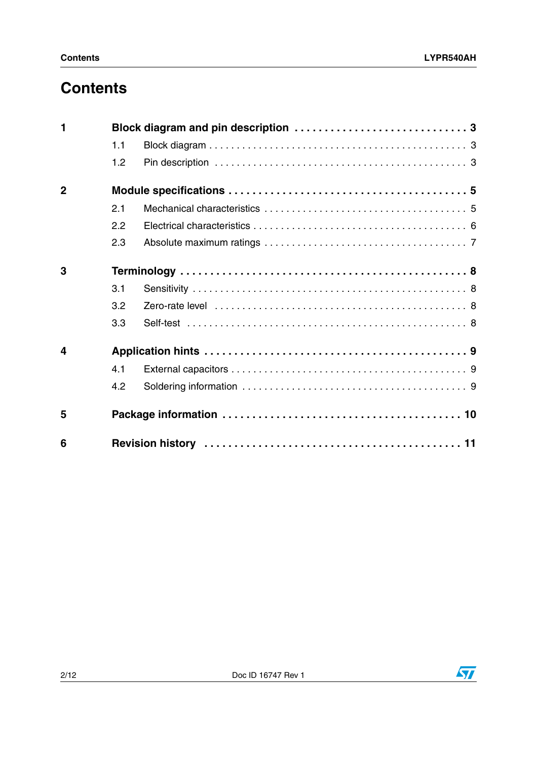# Contents

**1 Block diagram and pin description . . . . . . . . . . . . . . . . . . . . . . . . . . . . 3**

- 1.1 Block diagram . . . . . . . . . . . . . . . . . . . . . . . . . . . . . . . . . . . . . . . . . . . . 3
- 1.2 Pin description . . . . . . . . . . . . . . . . . . . . . . . . . . . . . . . . . . . . . . . . . . . 3

**2 Module specifications . . . . . . . . . . . . . . . . . . . . . . . . . . . . . . . . . . . . . . 5**

- 2.1 Mechanical characteristics . . . . . . . . . . . . . . . . . . . . . . . . . . . . . . . . . . 5
- 2.2 Electrical characteristics . . . . . . . . . . . . . . . . . . . . . . . . . . . . . . . . . . . . 6
- 2.3 Absolute maximum ratings . . . . . . . . . . . . . . . . . . . . . . . . . . . . . . . . . . 7

**3 Terminology . . . . . . . . . . . . . . . . . . . . . . . . . . . . . . . . . . . . . . . . . . . . . 8**

- 3.1 Sensitivity . . . . . . . . . . . . . . . . . . . . . . . . . . . . . . . . . . . . . . . . . . . . . . 8
- 3.2 Zero-rate level . . . . . . . . . . . . . . . . . . . . . . . . . . . . . . . . . . . . . . . . . . . 8
- 3.3 Self-test . . . . . . . . . . . . . . . . . . . . . . . . . . . . . . . . . . . . . . . . . . . . . . . . 8

**4 Application hints . . . . . . . . . . . . . . . . . . . . . . . . . . . . . . . . . . . . . . . . . . 9**

- 4.1 External capacitors . . . . . . . . . . . . . . . . . . . . . . . . . . . . . . . . . . . . . . . . 9
- 4.2 Soldering information . . . . . . . . . . . . . . . . . . . . . . . . . . . . . . . . . . . . . . 9

**5 Package information . . . . . . . . . . . . . . . . . . . . . . . . . . . . . . . . . . . . . 10**

**6 Revision history . . . . . . . . . . . . . . . . . . . . . . . . . . . . . . . . . . . . . . . . . 11**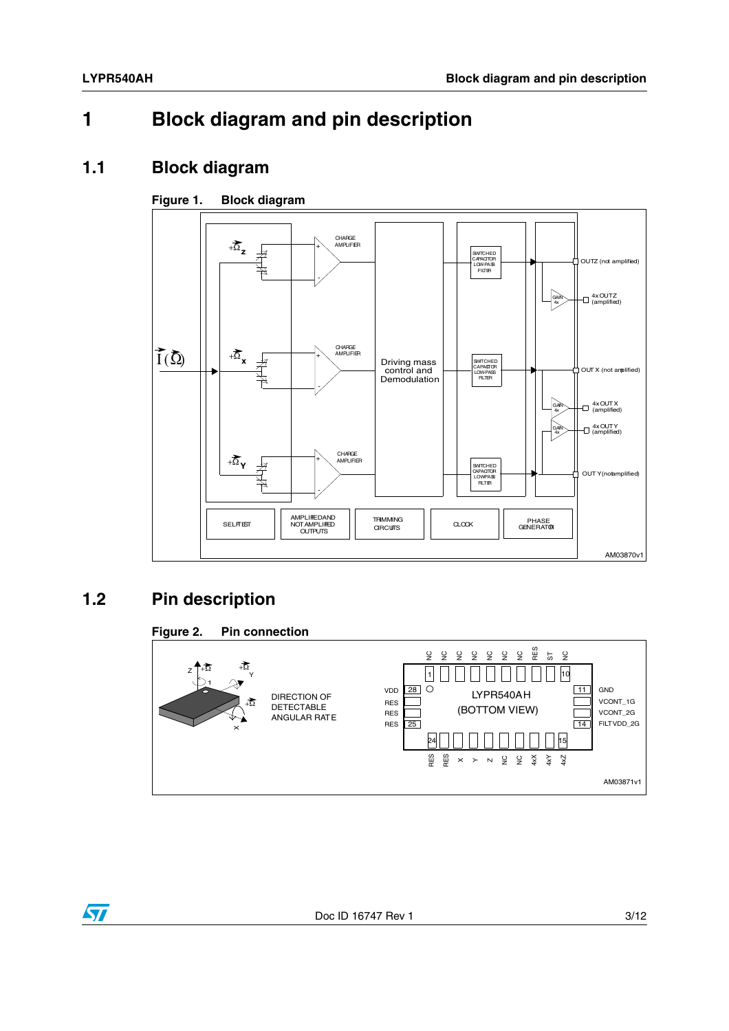# 1 Block diagram and pin description

## 1.1 Block diagram

**Figure 1. Block diagram**

## 1.2 Pin description

**Figure 2. Pin connection**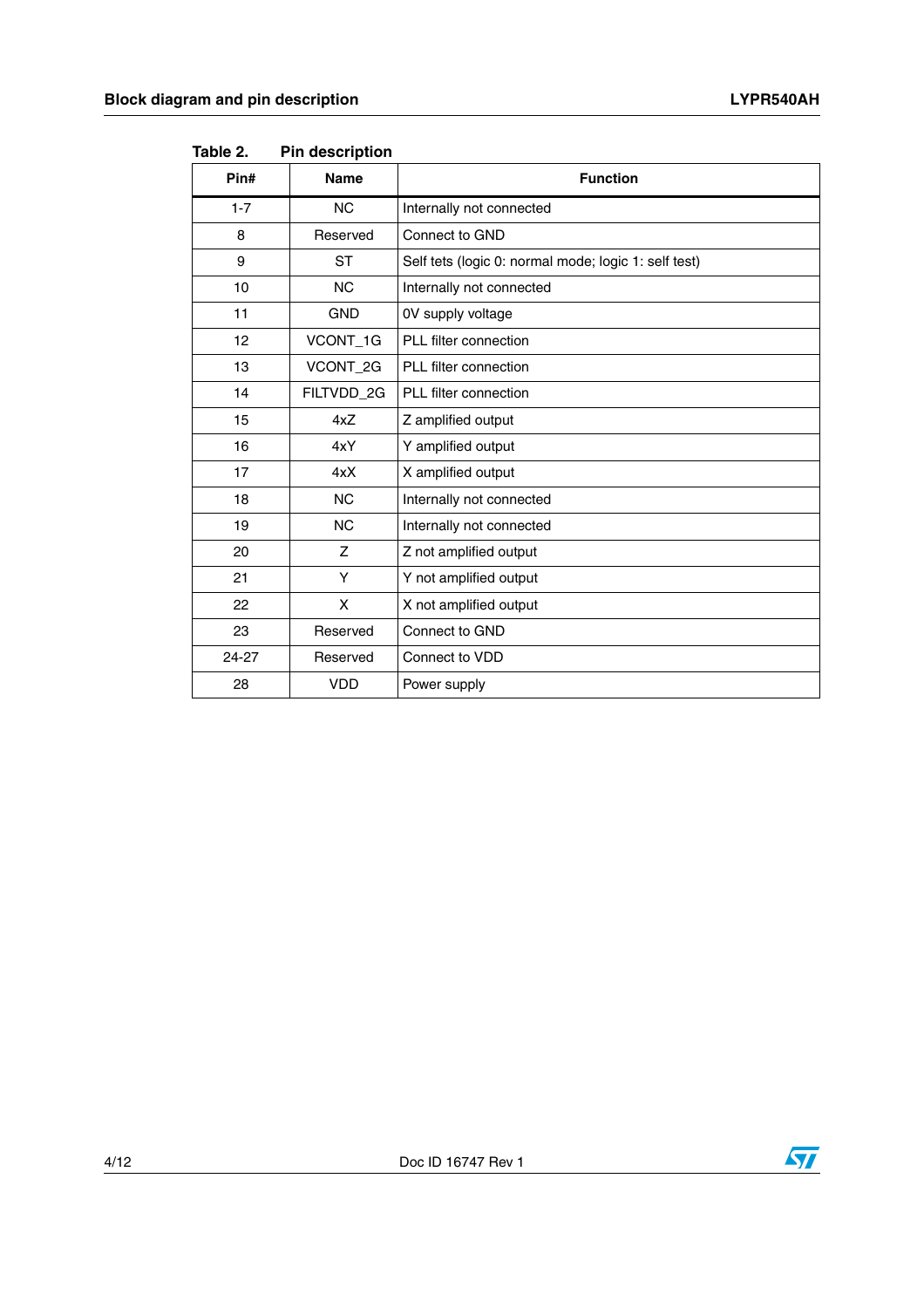Table 2. Pin description

| Pin# | Name | Function |
|---|---|---|
| 1-7 | NC | Internally not connected |
| 8 | Reserved | Connect to GND |
| 9 | ST | Self tets (logic 0: normal mode; logic 1: self test) |
| 10 | NC | Internally not connected |
| 11 | GND | 0V supply voltage |
| 12 | VCONT_1G | PLL filter connection |
| 13 | VCONT_2G | PLL filter connection |
| 14 | FILTVDD_2G | PLL filter connection |
| 15 | 4xZ | Z amplified output |
| 16 | 4xY | Y amplified output |
| 17 | 4xX | X amplified output |
| 18 | NC | Internally not connected |
| 19 | NC | Internally not connected |
| 20 | Z | Z not amplified output |
| 21 | Y | Y not amplified output |
| 22 | X | X not amplified output |
| 23 | Reserved | Connect to GND |
| 24-27 | Reserved | Connect to VDD |
| 28 | VDD | Power supply |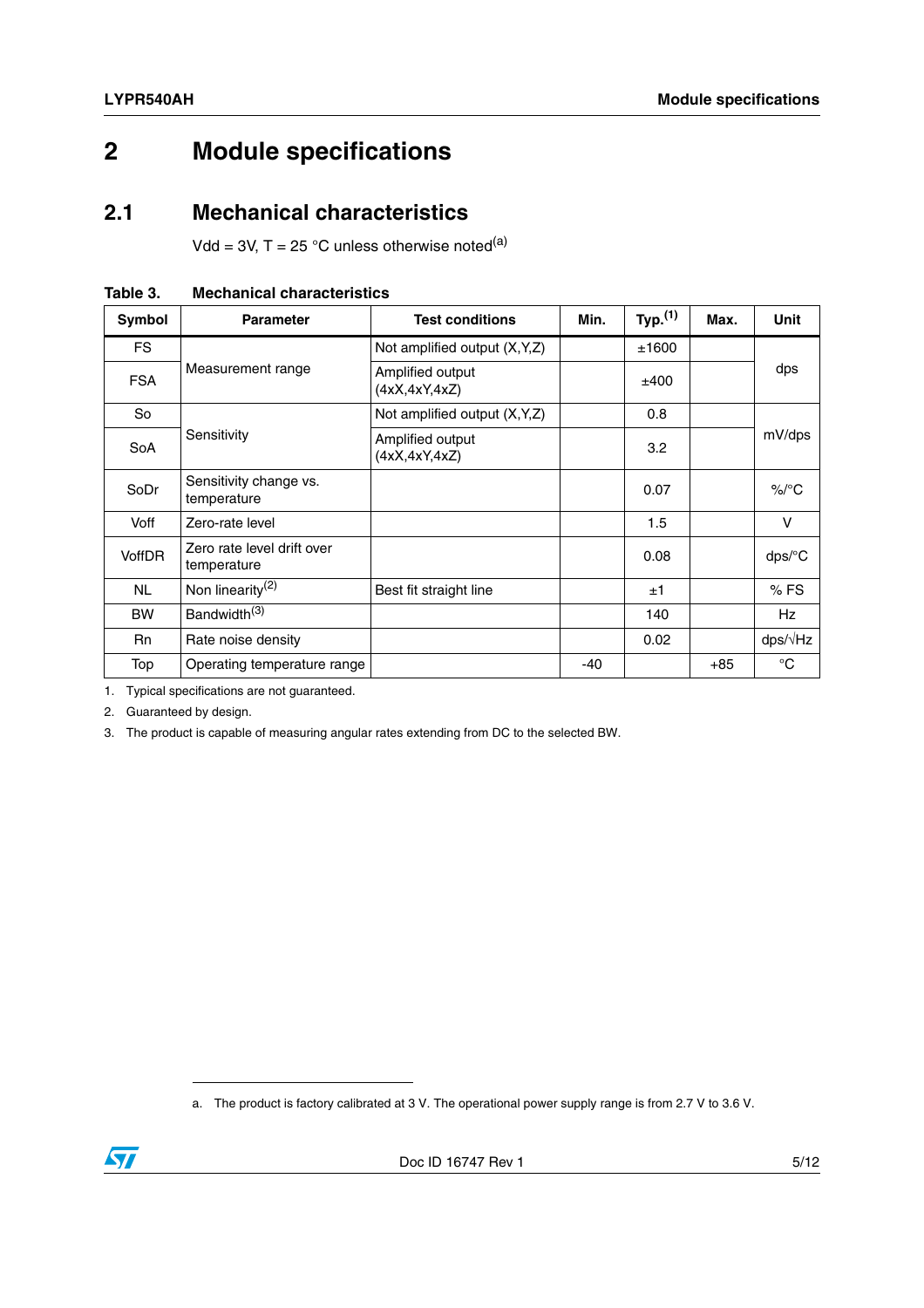# 2 Module specifications

## 2.1 Mechanical characteristics

Vdd = 3V, T = 25 °C unless otherwise noted[a]

**Table 3. Mechanical characteristics**

| Symbol | Parameter | Test conditions | Min. | Typ.[1] | Max. | Unit |
|---|---|---|---|---|---|---|
| FS | Measurement range | Not amplified output (X,Y,Z) | | ±1600 | | dps |
| FSA | | Amplified output (4xX,4xY,4xZ) | | ±400 | | |
| So | Sensitivity | Not amplified output (X,Y,Z) | | 0.8 | | mV/dps |
| SoA | | Amplified output (4xX,4xY,4xZ) | | 3.2 | | |
| SoDr | Sensitivity change vs. temperature | | | 0.07 | | %/°C |
| Voff | Zero-rate level | | | 1.5 | | V |
| VoffDR | Zero rate level drift over temperature | | | 0.08 | | dps/°C |
| NL | Non linearity[2] | Best fit straight line | | ±1 | | % FS |
| BW | Bandwidth[3] | | | 140 | | Hz |
| Rn | Rate noise density | | | 0.02 | | dps/√Hz |
| Top | Operating temperature range | | -40 | | +85 | °C |

1. Typical specifications are not guaranteed.
2. Guaranteed by design.
3. The product is capable of measuring angular rates extending from DC to the selected BW.

a. The product is factory calibrated at 3 V. The operational power supply range is from 2.7 V to 3.6 V.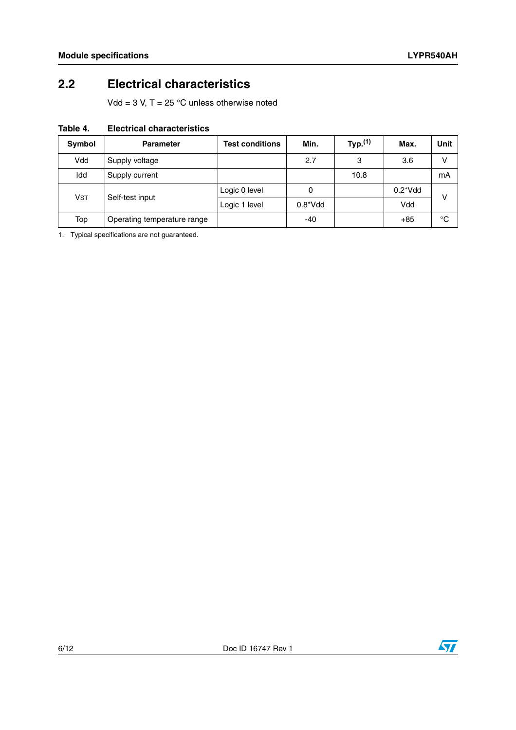## 2.2 Electrical characteristics

Vdd = 3 V, T = 25 °C unless otherwise noted

**Table 4. Electrical characteristics**

| Symbol | Parameter | Test conditions | Min. | Typ.[1] | Max. | Unit |
|---|---|---|---|---|---|---|
| Vdd | Supply voltage | | 2.7 | 3 | 3.6 | V |
| Idd | Supply current | | | 10.8 | | mA |
| $V_{ST}$ | Self-test input | Logic 0 level | 0 | | 0.2*Vdd | V |
| | | Logic 1 level | 0.8*Vdd | | Vdd | |
| Top | Operating temperature range | | -40 | | +85 | °C |

1. Typical specifications are not guaranteed.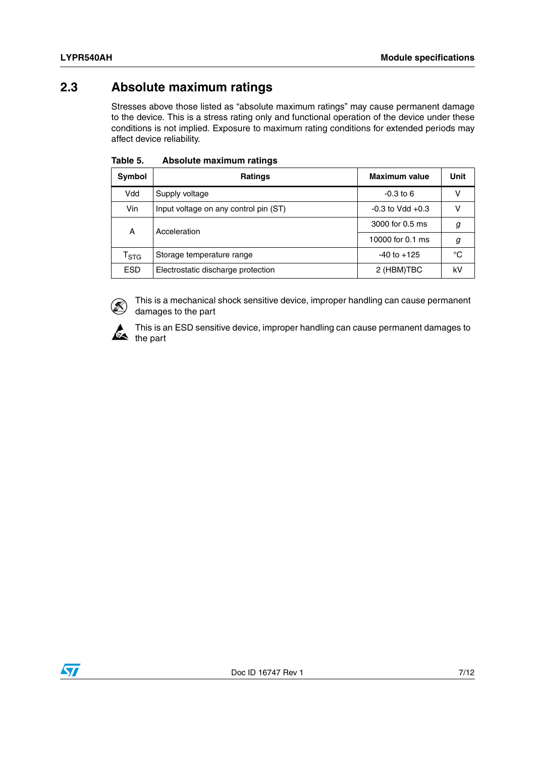## 2.3 Absolute maximum ratings

Stresses above those listed as “absolute maximum ratings” may cause permanent damage to the device. This is a stress rating only and functional operation of the device under these conditions is not implied. Exposure to maximum rating conditions for extended periods may affect device reliability.

**Table 5. Absolute maximum ratings**

| Symbol | Ratings | Maximum value | Unit |
|---|---|---|---|
| Vdd | Supply voltage | -0.3 to 6 | V |
| Vin | Input voltage on any control pin (ST) | -0.3 to Vdd +0.3 | V |
| A | Acceleration | 3000 for 0.5 ms | *g* |
| | | 10000 for 0.1 ms | *g* |
| $T_{STG}$ | Storage temperature range | -40 to +125 | °C |
| ESD | Electrostatic discharge protection | 2 (HBM)TBC | kV |

This is a mechanical shock sensitive device, improper handling can cause permanent damages to the part

This is an ESD sensitive device, improper handling can cause permanent damages to the part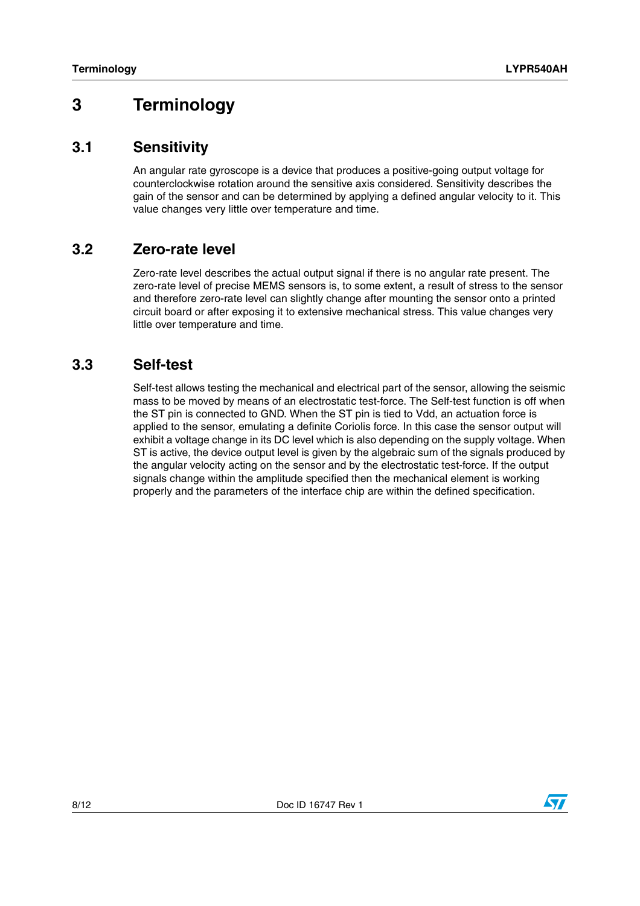# 3 Terminology

## 3.1 Sensitivity

An angular rate gyroscope is a device that produces a positive-going output voltage for counterclockwise rotation around the sensitive axis considered. Sensitivity describes the gain of the sensor and can be determined by applying a defined angular velocity to it. This value changes very little over temperature and time.

## 3.2 Zero-rate level

Zero-rate level describes the actual output signal if there is no angular rate present. The zero-rate level of precise MEMS sensors is, to some extent, a result of stress to the sensor and therefore zero-rate level can slightly change after mounting the sensor onto a printed circuit board or after exposing it to extensive mechanical stress. This value changes very little over temperature and time.

## 3.3 Self-test

Self-test allows testing the mechanical and electrical part of the sensor, allowing the seismic mass to be moved by means of an electrostatic test-force. The Self-test function is off when the ST pin is connected to GND. When the ST pin is tied to Vdd, an actuation force is applied to the sensor, emulating a definite Coriolis force. In this case the sensor output will exhibit a voltage change in its DC level which is also depending on the supply voltage. When ST is active, the device output level is given by the algebraic sum of the signals produced by the angular velocity acting on the sensor and by the electrostatic test-force. If the output signals change within the amplitude specified then the mechanical element is working properly and the parameters of the interface chip are within the defined specification.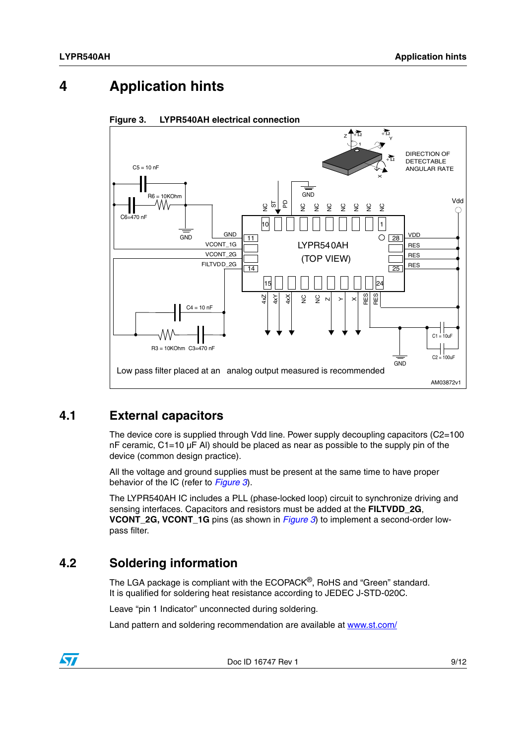# 4 Application hints

**Figure 3. LYPR540AH electrical connection**

Low pass filter placed at an analog output measured is recommended

## 4.1 External capacitors

The device core is supplied through Vdd line. Power supply decoupling capacitors (C2=100 nF ceramic, C1=10 µF Al) should be placed as near as possible to the supply pin of the device (common design practice).

All the voltage and ground supplies must be present at the same time to have proper behavior of the IC (refer to *Figure 3*).

The LYPR540AH IC includes a PLL (phase-locked loop) circuit to synchronize driving and sensing interfaces. Capacitors and resistors must be added at the **FILTVDD_2G**, **VCONT_2G, VCONT_1G** pins (as shown in *Figure 3*) to implement a second-order low-pass filter.

## 4.2 Soldering information

The LGA package is compliant with the ECOPACK®, RoHS and "Green" standard.
It is qualified for soldering heat resistance according to JEDEC J-STD-020C.

Leave "pin 1 Indicator" unconnected during soldering.

Land pattern and soldering recommendation are available at www.st.com/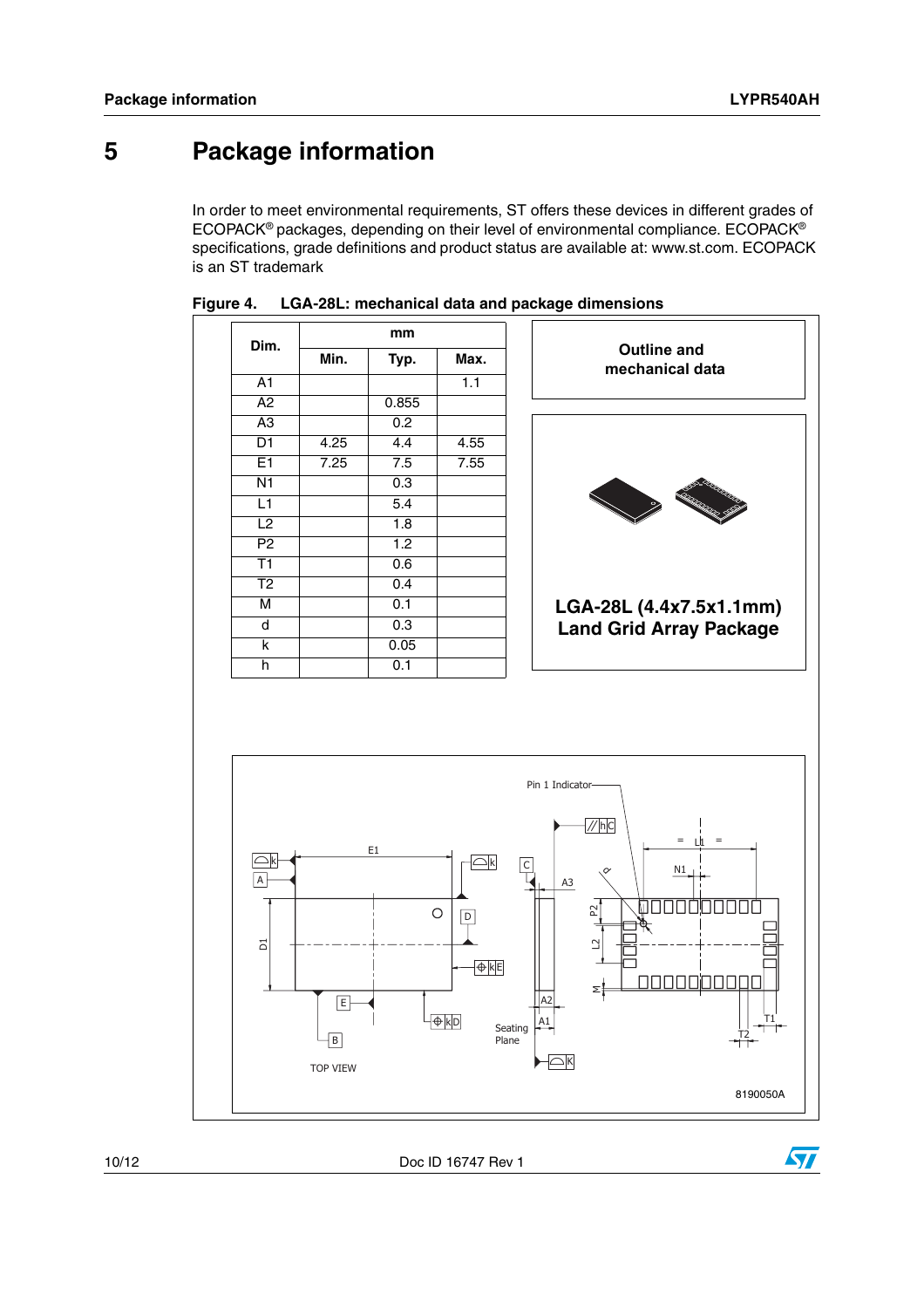# 5 Package information

In order to meet environmental requirements, ST offers these devices in different grades of ECOPACK® packages, depending on their level of environmental compliance. ECOPACK® specifications, grade definitions and product status are available at: www.st.com. ECOPACK is an ST trademark

**Figure 4. LGA-28L: mechanical data and package dimensions**

| Dim. | mm | | |
|---|---|---|---|
| | Min. | Typ. | Max. |
| A1 | | | 1.1 |
| A2 | | 0.855 | |
| A3 | | 0.2 | |
| D1 | 4.25 | 4.4 | 4.55 |
| E1 | 7.25 | 7.5 | 7.55 |
| N1 | | 0.3 | |
| L1 | | 5.4 | |
| L2 | | 1.8 | |
| P2 | | 1.2 | |
| T1 | | 0.6 | |
| T2 | | 0.4 | |
| M | | 0.1 | |
| d | | 0.3 | |
| k | | 0.05 | |
| h | | 0.1 | |

**Outline and mechanical data**

**LGA-28L (4.4x7.5x1.1mm) Land Grid Array Package**

8190050A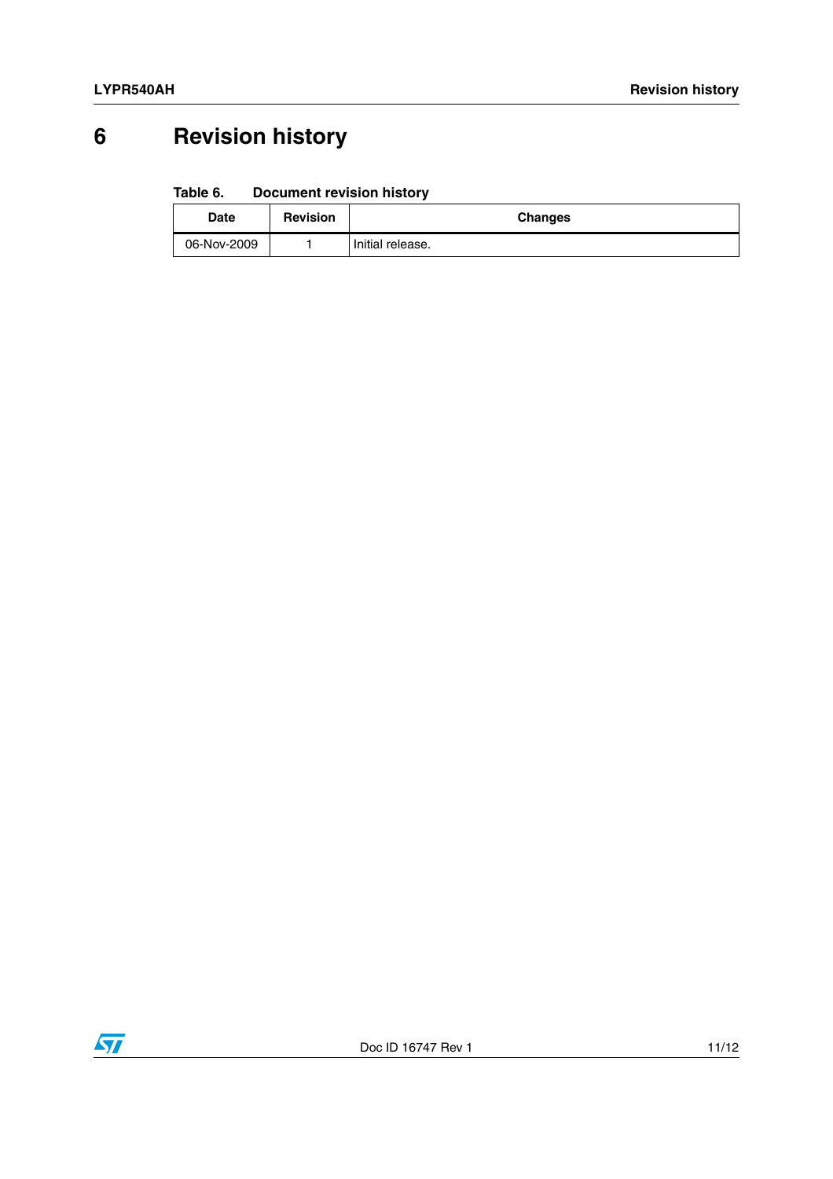# 6 Revision history

Table 6. Document revision history

| Date | Revision | Changes |
| --- | --- | --- |
| 06-Nov-2009 | 1 | Initial release. |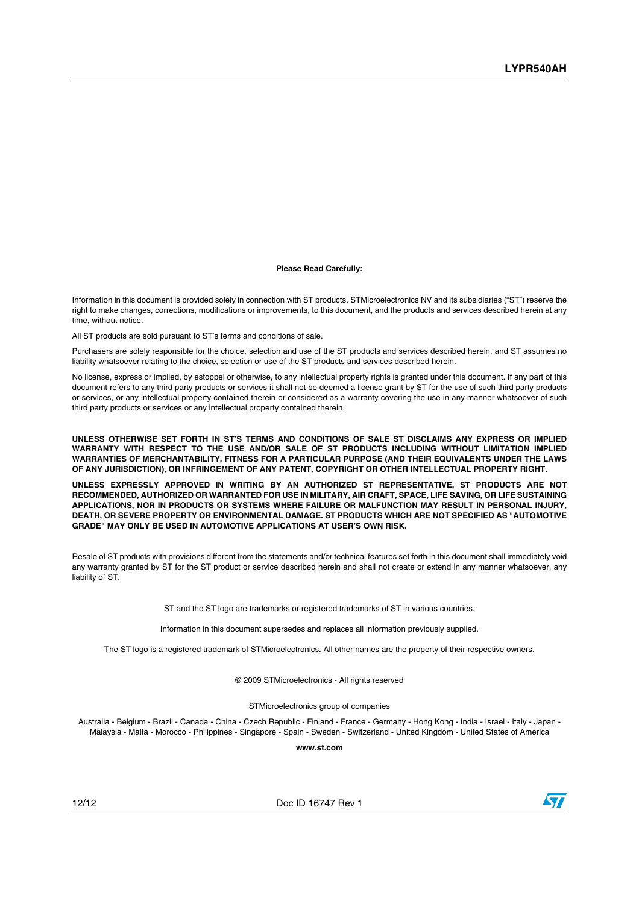**Please Read Carefully:**

Information in this document is provided solely in connection with ST products. STMicroelectronics NV and its subsidiaries ("ST") reserve the right to make changes, corrections, modifications or improvements, to this document, and the products and services described herein at any time, without notice.

All ST products are sold pursuant to ST's terms and conditions of sale.

Purchasers are solely responsible for the choice, selection and use of the ST products and services described herein, and ST assumes no liability whatsoever relating to the choice, selection or use of the ST products and services described herein.

No license, express or implied, by estoppel or otherwise, to any intellectual property rights is granted under this document. If any part of this document refers to any third party products or services it shall not be deemed a license grant by ST for the use of such third party products or services, or any intellectual property contained therein or considered as a warranty covering the use in any manner whatsoever of such third party products or services or any intellectual property contained therein.

**UNLESS OTHERWISE SET FORTH IN ST'S TERMS AND CONDITIONS OF SALE ST DISCLAIMS ANY EXPRESS OR IMPLIED WARRANTY WITH RESPECT TO THE USE AND/OR SALE OF ST PRODUCTS INCLUDING WITHOUT LIMITATION IMPLIED WARRANTIES OF MERCHANTABILITY, FITNESS FOR A PARTICULAR PURPOSE (AND THEIR EQUIVALENTS UNDER THE LAWS OF ANY JURISDICTION), OR INFRINGEMENT OF ANY PATENT, COPYRIGHT OR OTHER INTELLECTUAL PROPERTY RIGHT.**

**UNLESS EXPRESSLY APPROVED IN WRITING BY AN AUTHORIZED ST REPRESENTATIVE, ST PRODUCTS ARE NOT RECOMMENDED, AUTHORIZED OR WARRANTED FOR USE IN MILITARY, AIR CRAFT, SPACE, LIFE SAVING, OR LIFE SUSTAINING APPLICATIONS, NOR IN PRODUCTS OR SYSTEMS WHERE FAILURE OR MALFUNCTION MAY RESULT IN PERSONAL INJURY, DEATH, OR SEVERE PROPERTY OR ENVIRONMENTAL DAMAGE. ST PRODUCTS WHICH ARE NOT SPECIFIED AS "AUTOMOTIVE GRADE" MAY ONLY BE USED IN AUTOMOTIVE APPLICATIONS AT USER'S OWN RISK.**

Resale of ST products with provisions different from the statements and/or technical features set forth in this document shall immediately void any warranty granted by ST for the ST product or service described herein and shall not create or extend in any manner whatsoever, any liability of ST.

ST and the ST logo are trademarks or registered trademarks of ST in various countries.

Information in this document supersedes and replaces all information previously supplied.

The ST logo is a registered trademark of STMicroelectronics. All other names are the property of their respective owners.

© 2009 STMicroelectronics - All rights reserved

STMicroelectronics group of companies

Australia - Belgium - Brazil - Canada - China - Czech Republic - Finland - France - Germany - Hong Kong - India - Israel - Italy - Japan - Malaysia - Malta - Morocco - Philippines - Singapore - Spain - Sweden - Switzerland - United Kingdom - United States of America

**www.st.com**